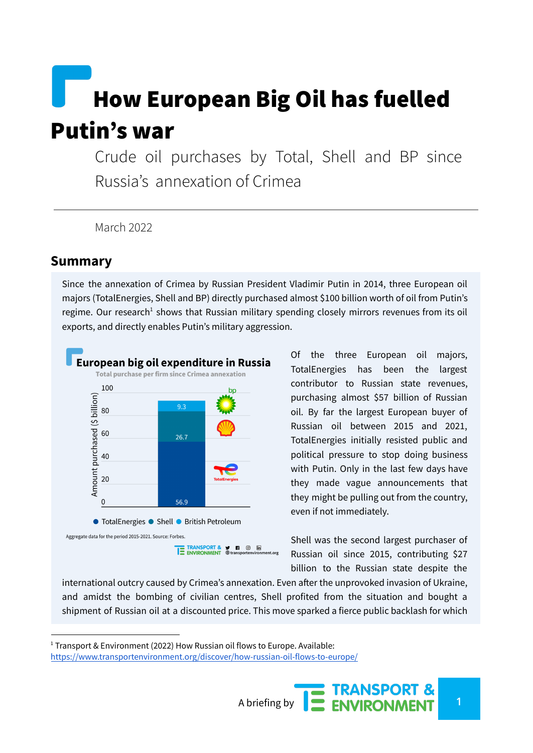# How European Big Oil has fuelled Putin's war

Crude oil purchases by Total, Shell and BP since Russia's annexation of Crimea

March 2022

## Summary

Since the annexation of Crimea by Russian President Vladimir Putin in 2014, three European oil majors (TotalEnergies, Shell and BP) directly purchased almost $100 billion worth of oil from Putin's regime. Our research[1] shows that Russian military spending closely mirrors revenues from its oil exports, and directly enables Putin's military aggression.

**European big oil expenditure in Russia**

Total purchase per firm since Crimea annexation

| Firm | Amount purchased ($ billion) |
|---|---|
| TotalEnergies | 56.9 |
| Shell | 26.7 |
| British Petroleum | 9.3 |

Aggregate data for the period 2015-2021. Source: Forbes.

Of the three European oil majors, TotalEnergies has been the largest contributor to Russian state revenues, purchasing almost $57 billion of Russian oil. By far the largest European buyer of Russian oil between 2015 and 2021, TotalEnergies initially resisted public and political pressure to stop doing business with Putin. Only in the last few days have they made vague announcements that they might be pulling out from the country, even if not immediately.

Shell was the second largest purchaser of Russian oil since 2015, contributing $27 billion to the Russian state despite the international outcry caused by Crimea's annexation. Even after the unprovoked invasion of Ukraine, and amidst the bombing of civilian centres, Shell profited from the situation and bought a shipment of Russian oil at a discounted price. This move sparked a fierce public backlash for which

[1] Transport & Environment (2022) How Russian oil flows to Europe. Available: https://www.transportenvironment.org/discover/how-russian-oil-flows-to-europe/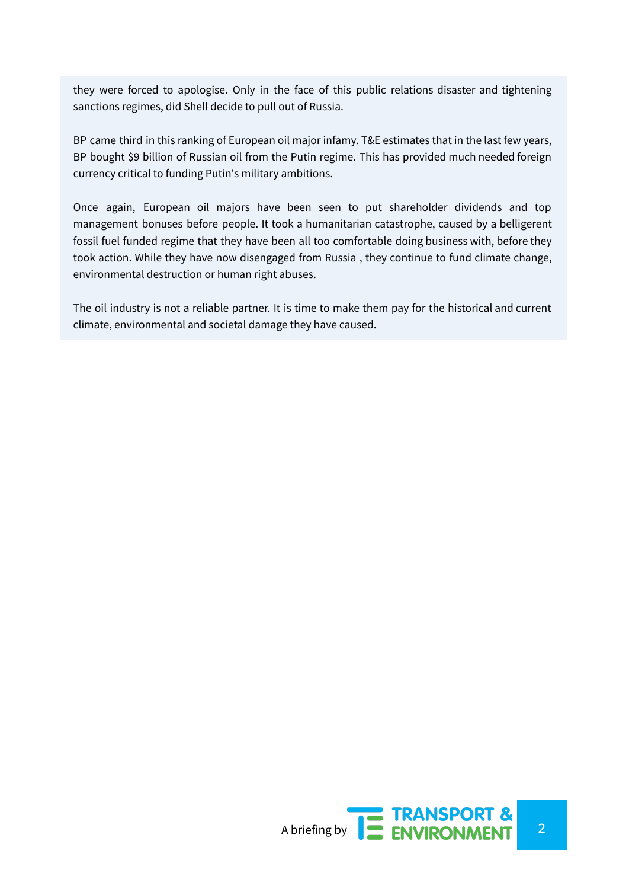they were forced to apologise. Only in the face of this public relations disaster and tightening sanctions regimes, did Shell decide to pull out of Russia.

BP came third in this ranking of European oil major infamy. T&E estimates that in the last few years, BP bought $9 billion of Russian oil from the Putin regime. This has provided much needed foreign currency critical to funding Putin's military ambitions.

Once again, European oil majors have been seen to put shareholder dividends and top management bonuses before people. It took a humanitarian catastrophe, caused by a belligerent fossil fuel funded regime that they have been all too comfortable doing business with, before they took action. While they have now disengaged from Russia , they continue to fund climate change, environmental destruction or human right abuses.

The oil industry is not a reliable partner. It is time to make them pay for the historical and current climate, environmental and societal damage they have caused.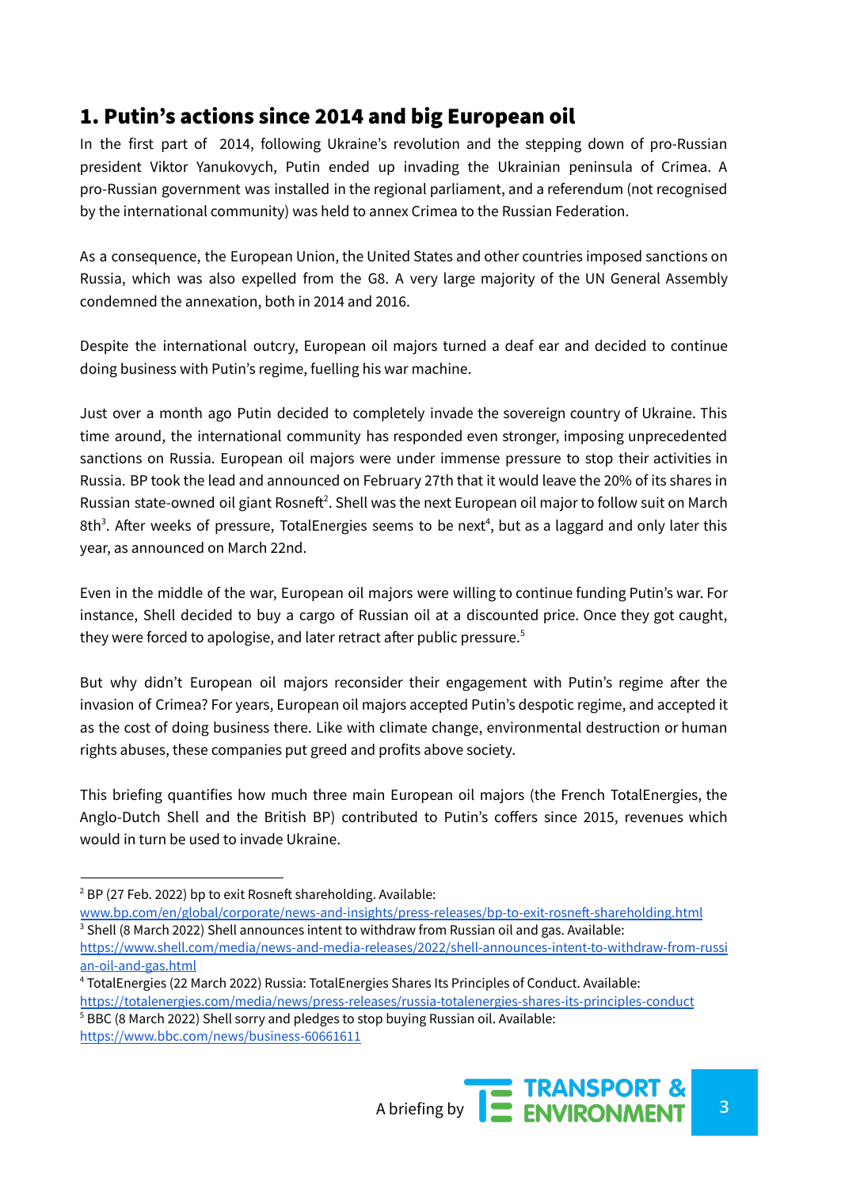## 1. Putin's actions since 2014 and big European oil

In the first part of 2014, following Ukraine's revolution and the stepping down of pro-Russian president Viktor Yanukovych, Putin ended up invading the Ukrainian peninsula of Crimea. A pro-Russian government was installed in the regional parliament, and a referendum (not recognised by the international community) was held to annex Crimea to the Russian Federation.

As a consequence, the European Union, the United States and other countries imposed sanctions on Russia, which was also expelled from the G8. A very large majority of the UN General Assembly condemned the annexation, both in 2014 and 2016.

Despite the international outcry, European oil majors turned a deaf ear and decided to continue doing business with Putin's regime, fuelling his war machine.

Just over a month ago Putin decided to completely invade the sovereign country of Ukraine. This time around, the international community has responded even stronger, imposing unprecedented sanctions on Russia. European oil majors were under immense pressure to stop their activities in Russia. BP took the lead and announced on February 27th that it would leave the 20% of its shares in Russian state-owned oil giant Rosneft[2]. Shell was the next European oil major to follow suit on March 8th[3]. After weeks of pressure, TotalEnergies seems to be next[4], but as a laggard and only later this year, as announced on March 22nd.

Even in the middle of the war, European oil majors were willing to continue funding Putin's war. For instance, Shell decided to buy a cargo of Russian oil at a discounted price. Once they got caught, they were forced to apologise, and later retract after public pressure.[5]

But why didn't European oil majors reconsider their engagement with Putin's regime after the invasion of Crimea? For years, European oil majors accepted Putin's despotic regime, and accepted it as the cost of doing business there. Like with climate change, environmental destruction or human rights abuses, these companies put greed and profits above society.

This briefing quantifies how much three main European oil majors (the French TotalEnergies, the Anglo-Dutch Shell and the British BP) contributed to Putin's coffers since 2015, revenues which would in turn be used to invade Ukraine.

---

[2] BP (27 Feb. 2022) bp to exit Rosneft shareholding. Available: www.bp.com/en/global/corporate/news-and-insights/press-releases/bp-to-exit-rosneft-shareholding.html

[3] Shell (8 March 2022) Shell announces intent to withdraw from Russian oil and gas. Available: https://www.shell.com/media/news-and-media-releases/2022/shell-announces-intent-to-withdraw-from-russian-oil-and-gas.html

[4] TotalEnergies (22 March 2022) Russia: TotalEnergies Shares Its Principles of Conduct. Available: https://totalenergies.com/media/news/press-releases/russia-totalenergies-shares-its-principles-conduct

[5] BBC (8 March 2022) Shell sorry and pledges to stop buying Russian oil. Available: https://www.bbc.com/news/business-60661611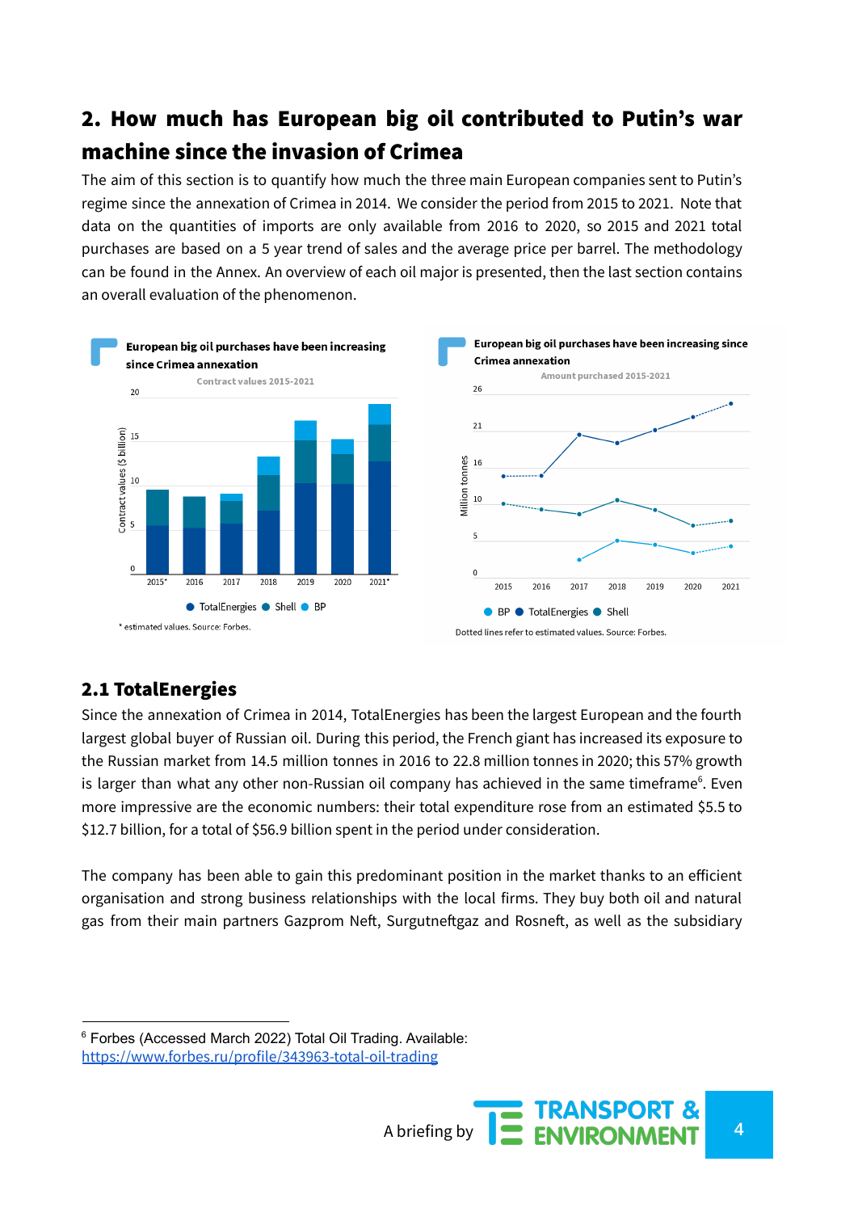## 2. How much has European big oil contributed to Putin's war machine since the invasion of Crimea

The aim of this section is to quantify how much the three main European companies sent to Putin's regime since the annexation of Crimea in 2014. We consider the period from 2015 to 2021. Note that data on the quantities of imports are only available from 2016 to 2020, so 2015 and 2021 total purchases are based on a 5 year trend of sales and the average price per barrel. The methodology can be found in the Annex. An overview of each oil major is presented, then the last section contains an overall evaluation of the phenomenon.

**European big oil purchases have been increasing since Crimea annexation**

Contract values 2015-2021

\* estimated values. Source: Forbes.

**European big oil purchases have been increasing since Crimea annexation**

Amount purchased 2015-2021

Dotted lines refer to estimated values. Source: Forbes.

### 2.1 TotalEnergies

Since the annexation of Crimea in 2014, TotalEnergies has been the largest European and the fourth largest global buyer of Russian oil. During this period, the French giant has increased its exposure to the Russian market from 14.5 million tonnes in 2016 to 22.8 million tonnes in 2020; this 57% growth is larger than what any other non-Russian oil company has achieved in the same timeframe[6]. Even more impressive are the economic numbers: their total expenditure rose from an estimated $5.5 to $12.7 billion, for a total of $56.9 billion spent in the period under consideration.

The company has been able to gain this predominant position in the market thanks to an efficient organisation and strong business relationships with the local firms. They buy both oil and natural gas from their main partners Gazprom Neft, Surgutneftgaz and Rosneft, as well as the subsidiary

---

[6] Forbes (Accessed March 2022) Total Oil Trading. Available: https://www.forbes.ru/profile/343963-total-oil-trading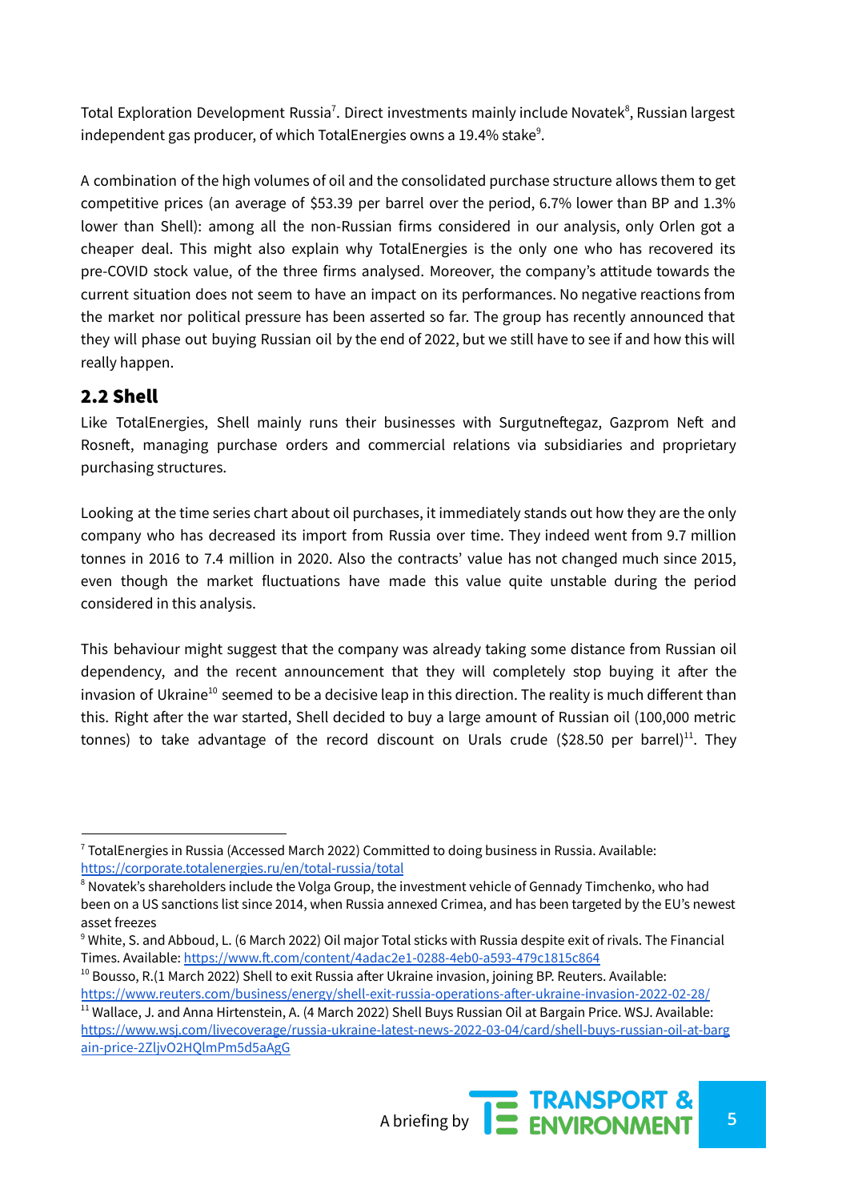Total Exploration Development Russia[7]. Direct investments mainly include Novatek[8], Russian largest independent gas producer, of which TotalEnergies owns a 19.4% stake[9].

A combination of the high volumes of oil and the consolidated purchase structure allows them to get competitive prices (an average of $53.39 per barrel over the period, 6.7% lower than BP and 1.3% lower than Shell): among all the non-Russian firms considered in our analysis, only Orlen got a cheaper deal. This might also explain why TotalEnergies is the only one who has recovered its pre-COVID stock value, of the three firms analysed. Moreover, the company's attitude towards the current situation does not seem to have an impact on its performances. No negative reactions from the market nor political pressure has been asserted so far. The group has recently announced that they will phase out buying Russian oil by the end of 2022, but we still have to see if and how this will really happen.

## 2.2 Shell

Like TotalEnergies, Shell mainly runs their businesses with Surgutneftegaz, Gazprom Neft and Rosneft, managing purchase orders and commercial relations via subsidiaries and proprietary purchasing structures.

Looking at the time series chart about oil purchases, it immediately stands out how they are the only company who has decreased its import from Russia over time. They indeed went from 9.7 million tonnes in 2016 to 7.4 million in 2020. Also the contracts' value has not changed much since 2015, even though the market fluctuations have made this value quite unstable during the period considered in this analysis.

This behaviour might suggest that the company was already taking some distance from Russian oil dependency, and the recent announcement that they will completely stop buying it after the invasion of Ukraine[10] seemed to be a decisive leap in this direction. The reality is much different than this. Right after the war started, Shell decided to buy a large amount of Russian oil (100,000 metric tonnes) to take advantage of the record discount on Urals crude ($28.50 per barrel)[11]. They

---

[7] TotalEnergies in Russia (Accessed March 2022) Committed to doing business in Russia. Available: https://corporate.totalenergies.ru/en/total-russia/total

[8] Novatek's shareholders include the Volga Group, the investment vehicle of Gennady Timchenko, who had been on a US sanctions list since 2014, when Russia annexed Crimea, and has been targeted by the EU's newest asset freezes

[9] White, S. and Abboud, L. (6 March 2022) Oil major Total sticks with Russia despite exit of rivals. The Financial Times. Available: https://www.ft.com/content/4adac2e1-0288-4eb0-a593-479c1815c864

[10] Bousso, R.(1 March 2022) Shell to exit Russia after Ukraine invasion, joining BP. Reuters. Available: https://www.reuters.com/business/energy/shell-exit-russia-operations-after-ukraine-invasion-2022-02-28/

[11] Wallace, J. and Anna Hirtenstein, A. (4 March 2022) Shell Buys Russian Oil at Bargain Price. WSJ. Available: https://www.wsj.com/livecoverage/russia-ukraine-latest-news-2022-03-04/card/shell-buys-russian-oil-at-bargain-price-2ZljvO2HQlmPm5d5aAgG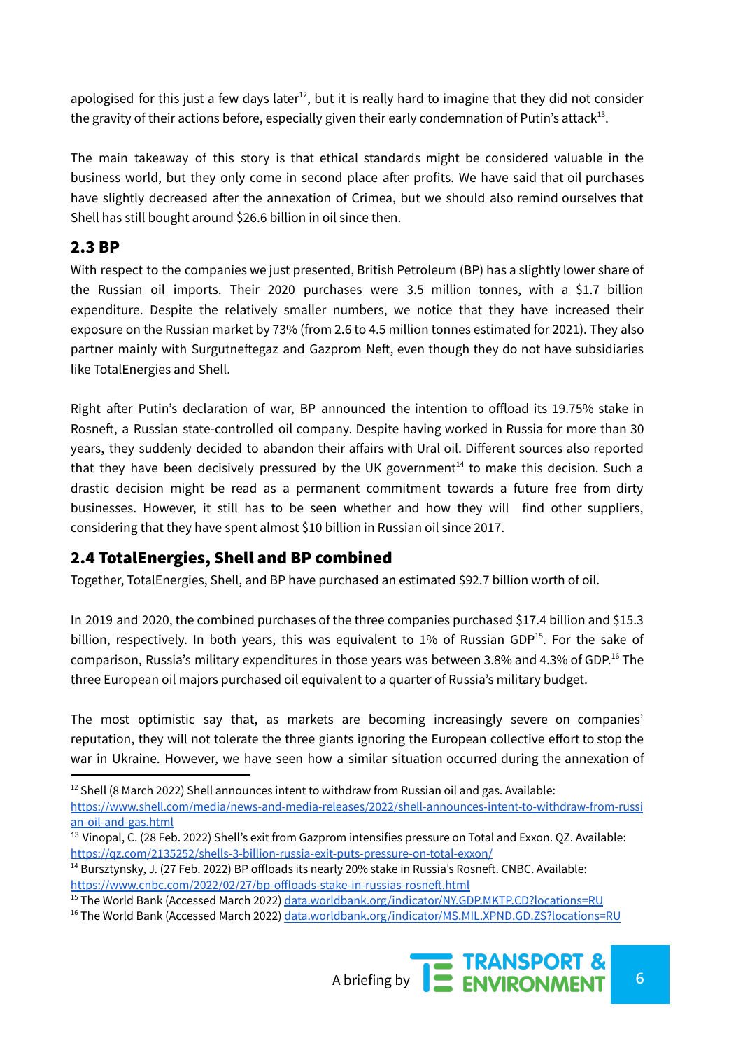apologised for this just a few days later[12], but it is really hard to imagine that they did not consider the gravity of their actions before, especially given their early condemnation of Putin's attack[13].

The main takeaway of this story is that ethical standards might be considered valuable in the business world, but they only come in second place after profits. We have said that oil purchases have slightly decreased after the annexation of Crimea, but we should also remind ourselves that Shell has still bought around $26.6 billion in oil since then.

## 2.3 BP

With respect to the companies we just presented, British Petroleum (BP) has a slightly lower share of the Russian oil imports. Their 2020 purchases were 3.5 million tonnes, with a $1.7 billion expenditure. Despite the relatively smaller numbers, we notice that they have increased their exposure on the Russian market by 73% (from 2.6 to 4.5 million tonnes estimated for 2021). They also partner mainly with Surgutneftegaz and Gazprom Neft, even though they do not have subsidiaries like TotalEnergies and Shell.

Right after Putin's declaration of war, BP announced the intention to offload its 19.75% stake in Rosneft, a Russian state-controlled oil company. Despite having worked in Russia for more than 30 years, they suddenly decided to abandon their affairs with Ural oil. Different sources also reported that they have been decisively pressured by the UK government[14] to make this decision. Such a drastic decision might be read as a permanent commitment towards a future free from dirty businesses. However, it still has to be seen whether and how they will find other suppliers, considering that they have spent almost $10 billion in Russian oil since 2017.

## 2.4 TotalEnergies, Shell and BP combined

Together, TotalEnergies, Shell, and BP have purchased an estimated $92.7 billion worth of oil.

In 2019 and 2020, the combined purchases of the three companies purchased $17.4 billion and $15.3 billion, respectively. In both years, this was equivalent to 1% of Russian GDP[15]. For the sake of comparison, Russia's military expenditures in those years was between 3.8% and 4.3% of GDP.[16] The three European oil majors purchased oil equivalent to a quarter of Russia's military budget.

The most optimistic say that, as markets are becoming increasingly severe on companies' reputation, they will not tolerate the three giants ignoring the European collective effort to stop the war in Ukraine. However, we have seen how a similar situation occurred during the annexation of

---

[12] Shell (8 March 2022) Shell announces intent to withdraw from Russian oil and gas. Available: https://www.shell.com/media/news-and-media-releases/2022/shell-announces-intent-to-withdraw-from-russian-oil-and-gas.html

[13] Vinopal, C. (28 Feb. 2022) Shell's exit from Gazprom intensifies pressure on Total and Exxon. QZ. Available: https://qz.com/2135252/shells-3-billion-russia-exit-puts-pressure-on-total-exxon/

[14] Bursztynsky, J. (27 Feb. 2022) BP offloads its nearly 20% stake in Russia's Rosneft. CNBC. Available: https://www.cnbc.com/2022/02/27/bp-offloads-stake-in-russias-rosneft.html

[15] The World Bank (Accessed March 2022) data.worldbank.org/indicator/NY.GDP.MKTP.CD?locations=RU

[16] The World Bank (Accessed March 2022) data.worldbank.org/indicator/MS.MIL.XPND.GD.ZS?locations=RU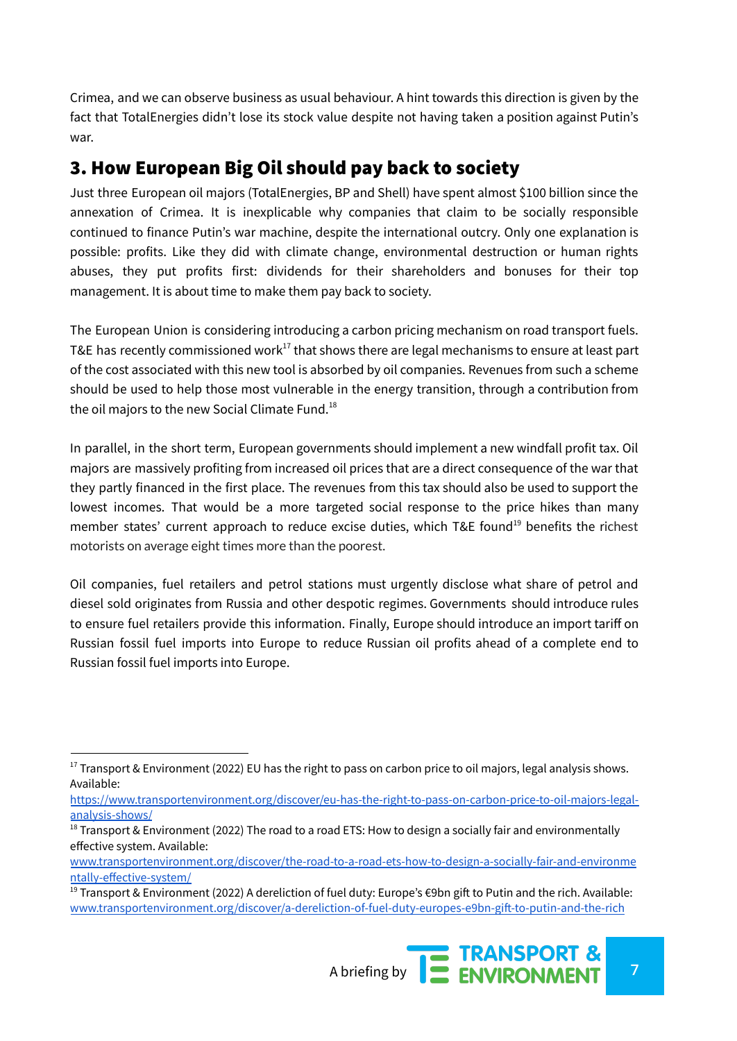Crimea, and we can observe business as usual behaviour. A hint towards this direction is given by the fact that TotalEnergies didn't lose its stock value despite not having taken a position against Putin's war.

## 3. How European Big Oil should pay back to society

Just three European oil majors (TotalEnergies, BP and Shell) have spent almost $100 billion since the annexation of Crimea. It is inexplicable why companies that claim to be socially responsible continued to finance Putin's war machine, despite the international outcry. Only one explanation is possible: profits. Like they did with climate change, environmental destruction or human rights abuses, they put profits first: dividends for their shareholders and bonuses for their top management. It is about time to make them pay back to society.

The European Union is considering introducing a carbon pricing mechanism on road transport fuels. T&E has recently commissioned work[17] that shows there are legal mechanisms to ensure at least part of the cost associated with this new tool is absorbed by oil companies. Revenues from such a scheme should be used to help those most vulnerable in the energy transition, through a contribution from the oil majors to the new Social Climate Fund.[18]

In parallel, in the short term, European governments should implement a new windfall profit tax. Oil majors are massively profiting from increased oil prices that are a direct consequence of the war that they partly financed in the first place. The revenues from this tax should also be used to support the lowest incomes. That would be a more targeted social response to the price hikes than many member states' current approach to reduce excise duties, which T&E found[19] benefits the richest motorists on average eight times more than the poorest.

Oil companies, fuel retailers and petrol stations must urgently disclose what share of petrol and diesel sold originates from Russia and other despotic regimes. Governments should introduce rules to ensure fuel retailers provide this information. Finally, Europe should introduce an import tariff on Russian fossil fuel imports into Europe to reduce Russian oil profits ahead of a complete end to Russian fossil fuel imports into Europe.

---

[17] Transport & Environment (2022) EU has the right to pass on carbon price to oil majors, legal analysis shows. Available: https://www.transportenvironment.org/discover/eu-has-the-right-to-pass-on-carbon-price-to-oil-majors-legal-analysis-shows/

[18] Transport & Environment (2022) The road to a road ETS: How to design a socially fair and environmentally effective system. Available: www.transportenvironment.org/discover/the-road-to-a-road-ets-how-to-design-a-socially-fair-and-environmentally-effective-system/

[19] Transport & Environment (2022) A dereliction of fuel duty: Europe's €9bn gift to Putin and the rich. Available: www.transportenvironment.org/discover/a-dereliction-of-fuel-duty-europes-e9bn-gift-to-putin-and-the-rich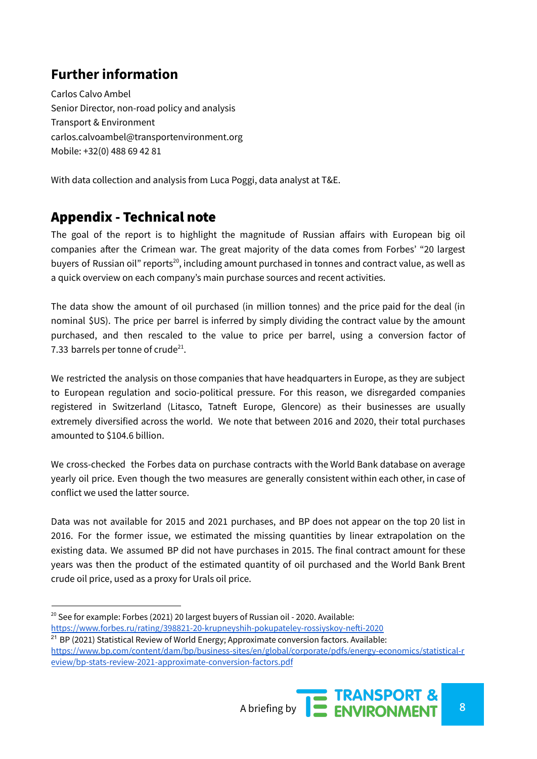## Further information

Carlos Calvo Ambel
Senior Director, non-road policy and analysis
Transport & Environment
carlos.calvoambel@transportenvironment.org
Mobile: +32(0) 488 69 42 81

With data collection and analysis from Luca Poggi, data analyst at T&E.

## Appendix - Technical note

The goal of the report is to highlight the magnitude of Russian affairs with European big oil companies after the Crimean war. The great majority of the data comes from Forbes' "20 largest buyers of Russian oil" reports[20], including amount purchased in tonnes and contract value, as well as a quick overview on each company's main purchase sources and recent activities.

The data show the amount of oil purchased (in million tonnes) and the price paid for the deal (in nominal $US). The price per barrel is inferred by simply dividing the contract value by the amount purchased, and then rescaled to the value to price per barrel, using a conversion factor of 7.33 barrels per tonne of crude[21].

We restricted the analysis on those companies that have headquarters in Europe, as they are subject to European regulation and socio-political pressure. For this reason, we disregarded companies registered in Switzerland (Litasco, Tatneft Europe, Glencore) as their businesses are usually extremely diversified across the world. We note that between 2016 and 2020, their total purchases amounted to $104.6 billion.

We cross-checked the Forbes data on purchase contracts with the World Bank database on average yearly oil price. Even though the two measures are generally consistent within each other, in case of conflict we used the latter source.

Data was not available for 2015 and 2021 purchases, and BP does not appear on the top 20 list in 2016. For the former issue, we estimated the missing quantities by linear extrapolation on the existing data. We assumed BP did not have purchases in 2015. The final contract amount for these years was then the product of the estimated quantity of oil purchased and the World Bank Brent crude oil price, used as a proxy for Urals oil price.

---

[20] See for example: Forbes (2021) 20 largest buyers of Russian oil - 2020. Available: https://www.forbes.ru/rating/398821-20-krupneyshih-pokupateley-rossiyskoy-nefti-2020

[21] BP (2021) Statistical Review of World Energy; Approximate conversion factors. Available: https://www.bp.com/content/dam/bp/business-sites/en/global/corporate/pdfs/energy-economics/statistical-review/bp-stats-review-2021-approximate-conversion-factors.pdf